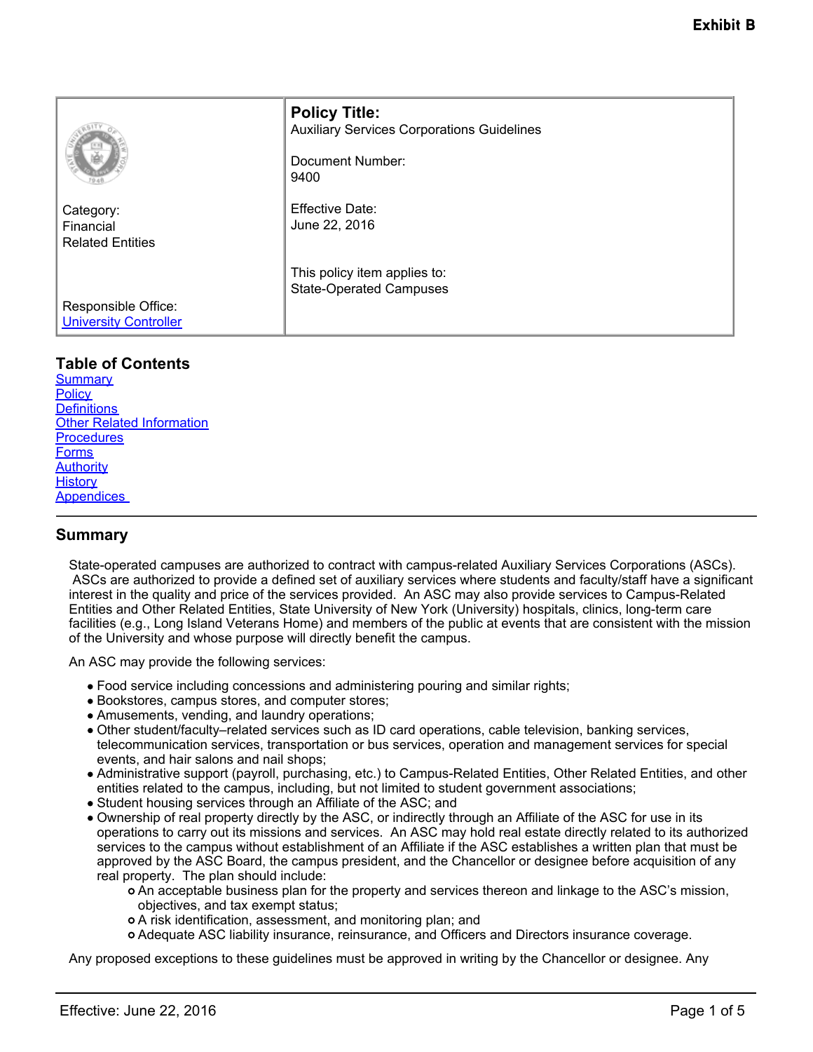**Exhibit B**

| | **Policy Title:**<br>Auxiliary Services Corporations Guidelines<br><br>Document Number:<br>9400 |
|---|---|
| Category:<br>Financial<br>Related Entities | Effective Date:<br>June 22, 2016 |
| | This policy item applies to:<br>State-Operated Campuses |
| Responsible Office:<br>University Controller | |

## Table of Contents

- Summary
- Policy
- Definitions
- Other Related Information
- Procedures
- Forms
- Authority
- History
- Appendices

## Summary

State-operated campuses are authorized to contract with campus-related Auxiliary Services Corporations (ASCs). ASCs are authorized to provide a defined set of auxiliary services where students and faculty/staff have a significant interest in the quality and price of the services provided. An ASC may also provide services to Campus-Related Entities and Other Related Entities, State University of New York (University) hospitals, clinics, long-term care facilities (e.g., Long Island Veterans Home) and members of the public at events that are consistent with the mission of the University and whose purpose will directly benefit the campus.

An ASC may provide the following services:

- Food service including concessions and administering pouring and similar rights;
- Bookstores, campus stores, and computer stores;
- Amusements, vending, and laundry operations;
- Other student/faculty–related services such as ID card operations, cable television, banking services, telecommunication services, transportation or bus services, operation and management services for special events, and hair salons and nail shops;
- Administrative support (payroll, purchasing, etc.) to Campus-Related Entities, Other Related Entities, and other entities related to the campus, including, but not limited to student government associations;
- Student housing services through an Affiliate of the ASC; and
- Ownership of real property directly by the ASC, or indirectly through an Affiliate of the ASC for use in its operations to carry out its missions and services. An ASC may hold real estate directly related to its authorized services to the campus without establishment of an Affiliate if the ASC establishes a written plan that must be approved by the ASC Board, the campus president, and the Chancellor or designee before acquisition of any real property. The plan should include:
  - An acceptable business plan for the property and services thereon and linkage to the ASC's mission, objectives, and tax exempt status;
  - A risk identification, assessment, and monitoring plan; and
  - Adequate ASC liability insurance, reinsurance, and Officers and Directors insurance coverage.

Any proposed exceptions to these guidelines must be approved in writing by the Chancellor or designee. Any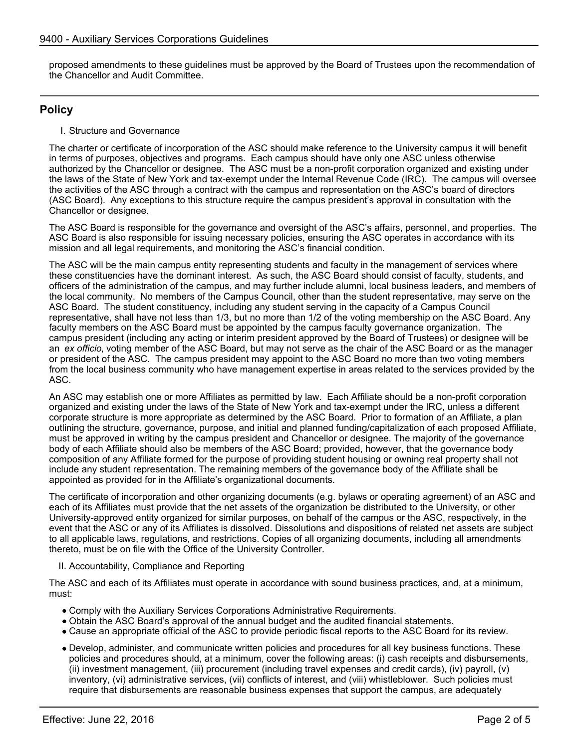proposed amendments to these guidelines must be approved by the Board of Trustees upon the recommendation of the Chancellor and Audit Committee.

## Policy

I. Structure and Governance

The charter or certificate of incorporation of the ASC should make reference to the University campus it will benefit in terms of purposes, objectives and programs. Each campus should have only one ASC unless otherwise authorized by the Chancellor or designee. The ASC must be a non-profit corporation organized and existing under the laws of the State of New York and tax-exempt under the Internal Revenue Code (IRC). The campus will oversee the activities of the ASC through a contract with the campus and representation on the ASC's board of directors (ASC Board). Any exceptions to this structure require the campus president's approval in consultation with the Chancellor or designee.

The ASC Board is responsible for the governance and oversight of the ASC's affairs, personnel, and properties. The ASC Board is also responsible for issuing necessary policies, ensuring the ASC operates in accordance with its mission and all legal requirements, and monitoring the ASC's financial condition.

The ASC will be the main campus entity representing students and faculty in the management of services where these constituencies have the dominant interest. As such, the ASC Board should consist of faculty, students, and officers of the administration of the campus, and may further include alumni, local business leaders, and members of the local community. No members of the Campus Council, other than the student representative, may serve on the ASC Board. The student constituency, including any student serving in the capacity of a Campus Council representative, shall have not less than 1/3, but no more than 1/2 of the voting membership on the ASC Board. Any faculty members on the ASC Board must be appointed by the campus faculty governance organization. The campus president (including any acting or interim president approved by the Board of Trustees) or designee will be an *ex officio*, voting member of the ASC Board, but may not serve as the chair of the ASC Board or as the manager or president of the ASC. The campus president may appoint to the ASC Board no more than two voting members from the local business community who have management expertise in areas related to the services provided by the ASC.

An ASC may establish one or more Affiliates as permitted by law. Each Affiliate should be a non-profit corporation organized and existing under the laws of the State of New York and tax-exempt under the IRC, unless a different corporate structure is more appropriate as determined by the ASC Board. Prior to formation of an Affiliate, a plan outlining the structure, governance, purpose, and initial and planned funding/capitalization of each proposed Affiliate, must be approved in writing by the campus president and Chancellor or designee. The majority of the governance body of each Affiliate should also be members of the ASC Board; provided, however, that the governance body composition of any Affiliate formed for the purpose of providing student housing or owning real property shall not include any student representation. The remaining members of the governance body of the Affiliate shall be appointed as provided for in the Affiliate's organizational documents.

The certificate of incorporation and other organizing documents (e.g. bylaws or operating agreement) of an ASC and each of its Affiliates must provide that the net assets of the organization be distributed to the University, or other University-approved entity organized for similar purposes, on behalf of the campus or the ASC, respectively, in the event that the ASC or any of its Affiliates is dissolved. Dissolutions and dispositions of related net assets are subject to all applicable laws, regulations, and restrictions. Copies of all organizing documents, including all amendments thereto, must be on file with the Office of the University Controller.

II. Accountability, Compliance and Reporting

The ASC and each of its Affiliates must operate in accordance with sound business practices, and, at a minimum, must:

- Comply with the Auxiliary Services Corporations Administrative Requirements.
- Obtain the ASC Board's approval of the annual budget and the audited financial statements.
- Cause an appropriate official of the ASC to provide periodic fiscal reports to the ASC Board for its review.
- Develop, administer, and communicate written policies and procedures for all key business functions. These policies and procedures should, at a minimum, cover the following areas: (i) cash receipts and disbursements, (ii) investment management, (iii) procurement (including travel expenses and credit cards), (iv) payroll, (v) inventory, (vi) administrative services, (vii) conflicts of interest, and (viii) whistleblower. Such policies must require that disbursements are reasonable business expenses that support the campus, are adequately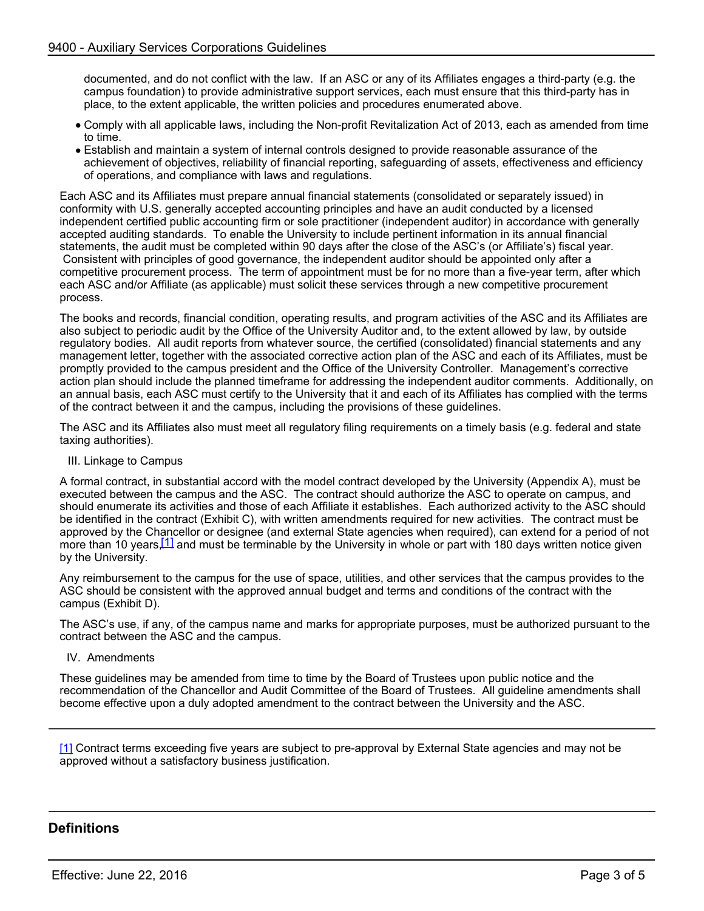documented, and do not conflict with the law. If an ASC or any of its Affiliates engages a third-party (e.g. the campus foundation) to provide administrative support services, each must ensure that this third-party has in place, to the extent applicable, the written policies and procedures enumerated above.

- Comply with all applicable laws, including the Non-profit Revitalization Act of 2013, each as amended from time to time.
- Establish and maintain a system of internal controls designed to provide reasonable assurance of the achievement of objectives, reliability of financial reporting, safeguarding of assets, effectiveness and efficiency of operations, and compliance with laws and regulations.

Each ASC and its Affiliates must prepare annual financial statements (consolidated or separately issued) in conformity with U.S. generally accepted accounting principles and have an audit conducted by a licensed independent certified public accounting firm or sole practitioner (independent auditor) in accordance with generally accepted auditing standards. To enable the University to include pertinent information in its annual financial statements, the audit must be completed within 90 days after the close of the ASC's (or Affiliate's) fiscal year. Consistent with principles of good governance, the independent auditor should be appointed only after a competitive procurement process. The term of appointment must be for no more than a five-year term, after which each ASC and/or Affiliate (as applicable) must solicit these services through a new competitive procurement process.

The books and records, financial condition, operating results, and program activities of the ASC and its Affiliates are also subject to periodic audit by the Office of the University Auditor and, to the extent allowed by law, by outside regulatory bodies. All audit reports from whatever source, the certified (consolidated) financial statements and any management letter, together with the associated corrective action plan of the ASC and each of its Affiliates, must be promptly provided to the campus president and the Office of the University Controller. Management's corrective action plan should include the planned timeframe for addressing the independent auditor comments. Additionally, on an annual basis, each ASC must certify to the University that it and each of its Affiliates has complied with the terms of the contract between it and the campus, including the provisions of these guidelines.

The ASC and its Affiliates also must meet all regulatory filing requirements on a timely basis (e.g. federal and state taxing authorities).

III. Linkage to Campus

A formal contract, in substantial accord with the model contract developed by the University (Appendix A), must be executed between the campus and the ASC. The contract should authorize the ASC to operate on campus, and should enumerate its activities and those of each Affiliate it establishes. Each authorized activity to the ASC should be identified in the contract (Exhibit C), with written amendments required for new activities. The contract must be approved by the Chancellor or designee (and external State agencies when required), can extend for a period of not more than 10 years,[1] and must be terminable by the University in whole or part with 180 days written notice given by the University.

Any reimbursement to the campus for the use of space, utilities, and other services that the campus provides to the ASC should be consistent with the approved annual budget and terms and conditions of the contract with the campus (Exhibit D).

The ASC's use, if any, of the campus name and marks for appropriate purposes, must be authorized pursuant to the contract between the ASC and the campus.

IV. Amendments

These guidelines may be amended from time to time by the Board of Trustees upon public notice and the recommendation of the Chancellor and Audit Committee of the Board of Trustees. All guideline amendments shall become effective upon a duly adopted amendment to the contract between the University and the ASC.

---

[1] Contract terms exceeding five years are subject to pre-approval by External State agencies and may not be approved without a satisfactory business justification.

## Definitions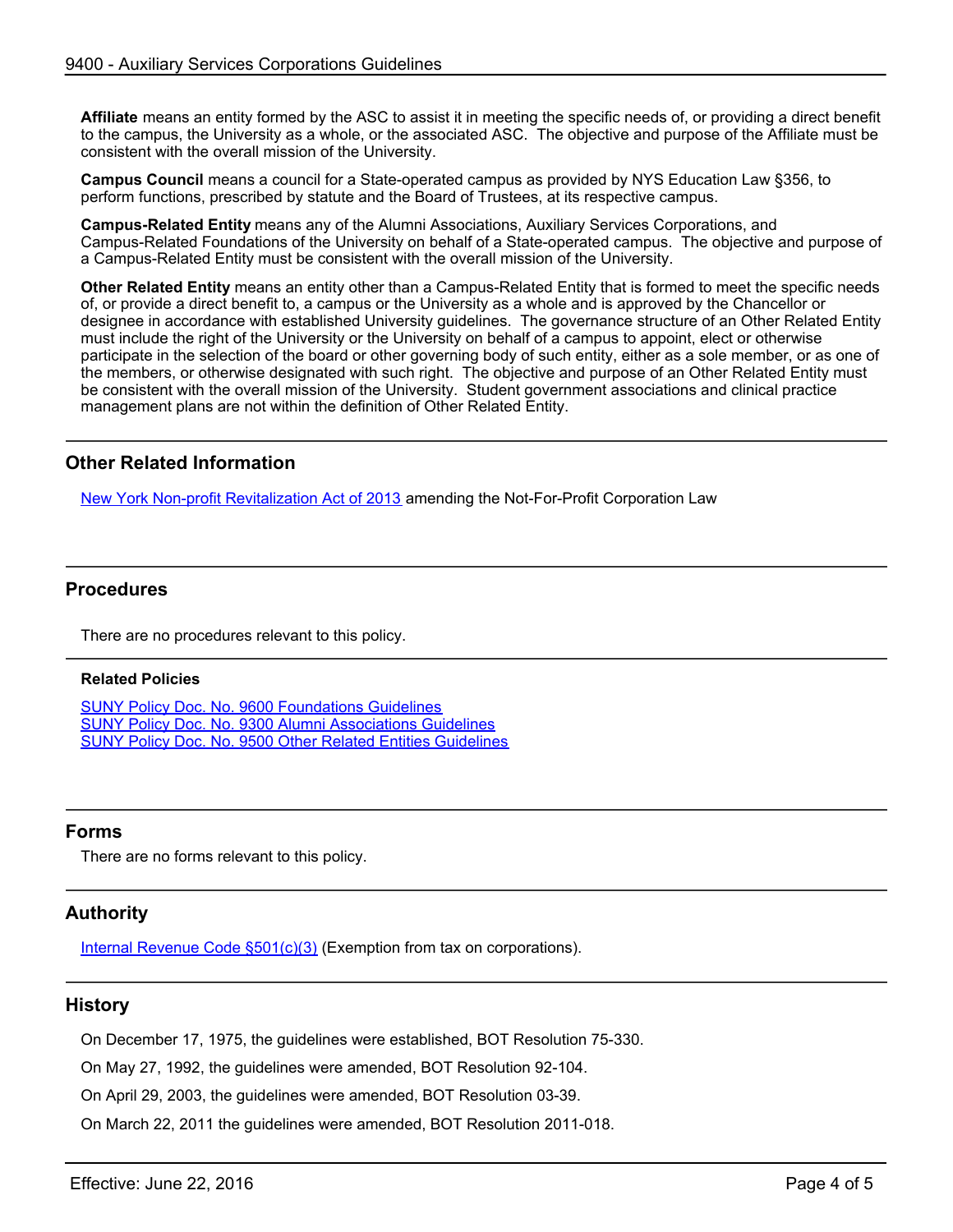**Affiliate** means an entity formed by the ASC to assist it in meeting the specific needs of, or providing a direct benefit to the campus, the University as a whole, or the associated ASC. The objective and purpose of the Affiliate must be consistent with the overall mission of the University.

**Campus Council** means a council for a State-operated campus as provided by NYS Education Law §356, to perform functions, prescribed by statute and the Board of Trustees, at its respective campus.

**Campus-Related Entity** means any of the Alumni Associations, Auxiliary Services Corporations, and Campus-Related Foundations of the University on behalf of a State-operated campus. The objective and purpose of a Campus-Related Entity must be consistent with the overall mission of the University.

**Other Related Entity** means an entity other than a Campus-Related Entity that is formed to meet the specific needs of, or provide a direct benefit to, a campus or the University as a whole and is approved by the Chancellor or designee in accordance with established University guidelines. The governance structure of an Other Related Entity must include the right of the University or the University on behalf of a campus to appoint, elect or otherwise participate in the selection of the board or other governing body of such entity, either as a sole member, or as one of the members, or otherwise designated with such right. The objective and purpose of an Other Related Entity must be consistent with the overall mission of the University. Student government associations and clinical practice management plans are not within the definition of Other Related Entity.

## Other Related Information

New York Non-profit Revitalization Act of 2013 amending the Not-For-Profit Corporation Law

## Procedures

There are no procedures relevant to this policy.

**Related Policies**

SUNY Policy Doc. No. 9600 Foundations Guidelines
SUNY Policy Doc. No. 9300 Alumni Associations Guidelines
SUNY Policy Doc. No. 9500 Other Related Entities Guidelines

## Forms

There are no forms relevant to this policy.

## Authority

Internal Revenue Code §501(c)(3) (Exemption from tax on corporations).

## History

On December 17, 1975, the guidelines were established, BOT Resolution 75-330.

On May 27, 1992, the guidelines were amended, BOT Resolution 92-104.

On April 29, 2003, the guidelines were amended, BOT Resolution 03-39.

On March 22, 2011 the guidelines were amended, BOT Resolution 2011-018.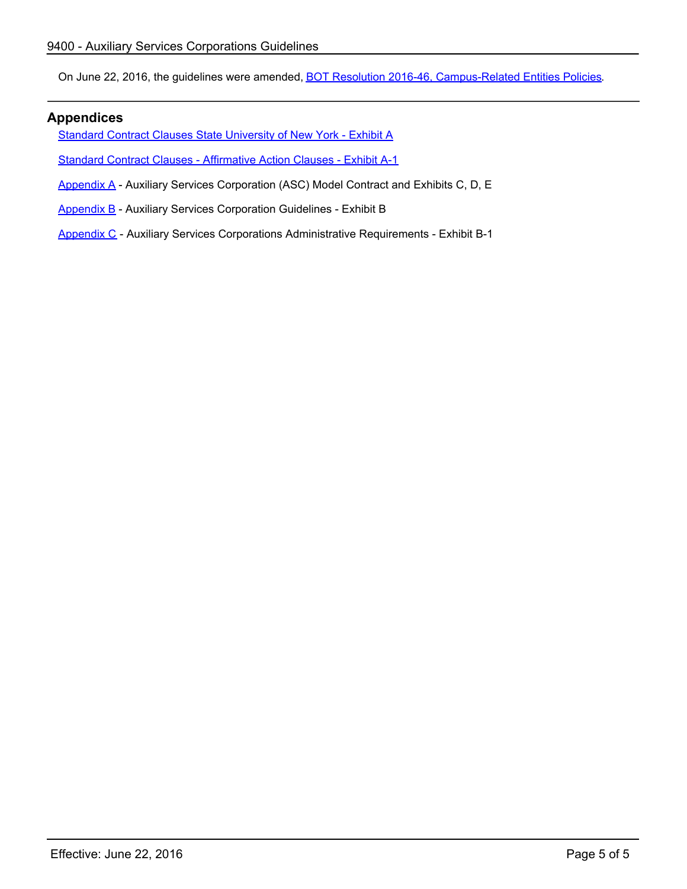On June 22, 2016, the guidelines were amended, BOT Resolution 2016-46, Campus-Related Entities Policies.

## Appendices

Standard Contract Clauses State University of New York - Exhibit A

Standard Contract Clauses - Affirmative Action Clauses - Exhibit A-1

Appendix A - Auxiliary Services Corporation (ASC) Model Contract and Exhibits C, D, E

Appendix B - Auxiliary Services Corporation Guidelines - Exhibit B

Appendix C - Auxiliary Services Corporations Administrative Requirements - Exhibit B-1